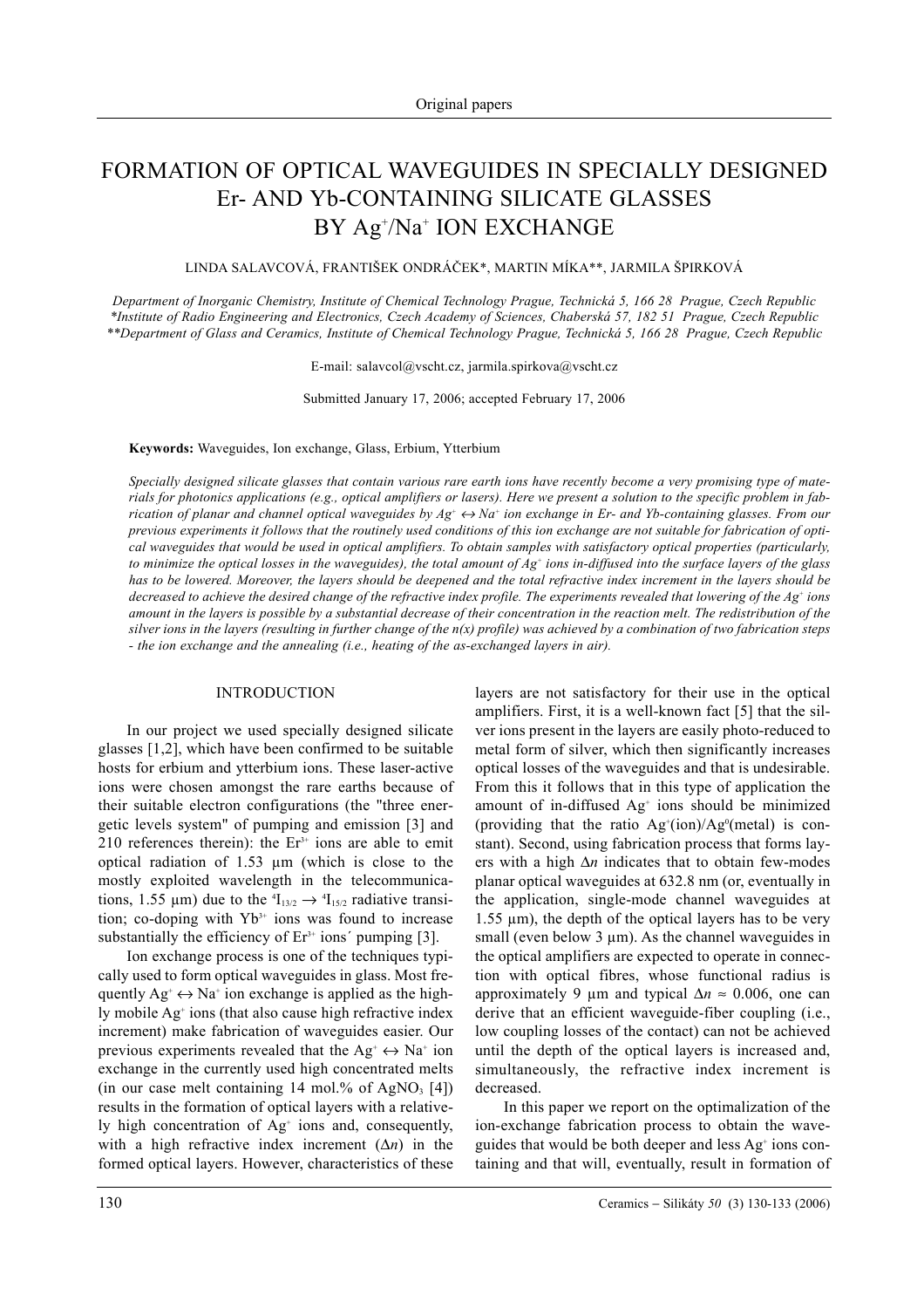# FORMATION OF OPTICAL WAVEGUIDES IN SPECIALLY DESIGNED Er- AND Yb-CONTAINING SILICATE GLASSES BY $Ag^+/Na^+$ ION EXCHANGE

LINDA SALAVCOVÁ, FRANTIŠEK ONDRÁČEK*, MARTIN MÍKA**, JARMILA ŠPIRKOVÁ

*Department of Inorganic Chemistry, Institute of Chemical Technology Prague, Technická 5, 166 28 Prague, Czech Republic*
*\*Institute of Radio Engineering and Electronics, Czech Academy of Sciences, Chaberská 57, 182 51 Prague, Czech Republic*
*\*\*Department of Glass and Ceramics, Institute of Chemical Technology Prague, Technická 5, 166 28 Prague, Czech Republic*

E-mail: salavcol@vscht.cz, jarmila.spirkova@vscht.cz

Submitted January 17, 2006; accepted February 17, 2006

**Keywords:** Waveguides, Ion exchange, Glass, Erbium, Ytterbium

*Specially designed silicate glasses that contain various rare earth ions have recently become a very promising type of materials for photonics applications (e.g., optical amplifiers or lasers). Here we present a solution to the specific problem in fabrication of planar and channel optical waveguides by $Ag^+ \leftrightarrow Na^+$ ion exchange in Er- and Yb-containing glasses. From our previous experiments it follows that the routinely used conditions of this ion exchange are not suitable for fabrication of optical waveguides that would be used in optical amplifiers. To obtain samples with satisfactory optical properties (particularly, to minimize the optical losses in the waveguides), the total amount of $Ag^+$ ions in-diffused into the surface layers of the glass has to be lowered. Moreover, the layers should be deepened and the total refractive index increment in the layers should be decreased to achieve the desired change of the refractive index profile. The experiments revealed that lowering of the $Ag^+$ ions amount in the layers is possible by a substantial decrease of their concentration in the reaction melt. The redistribution of the silver ions in the layers (resulting in further change of the n(x) profile) was achieved by a combination of two fabrication steps - the ion exchange and the annealing (i.e., heating of the as-exchanged layers in air).*

## INTRODUCTION

In our project we used specially designed silicate glasses [1,2], which have been confirmed to be suitable hosts for erbium and ytterbium ions. These laser-active ions were chosen amongst the rare earths because of their suitable electron configurations (the "three energetic levels system" of pumping and emission [3] and 210 references therein): the $Er^{3+}$ ions are able to emit optical radiation of 1.53 µm (which is close to the mostly exploited wavelength in the telecommunications, 1.55 µm) due to the $^4I_{13/2} \rightarrow {^4I_{15/2}}$ radiative transition; co-doping with $Yb^{3+}$ ions was found to increase substantially the efficiency of $Er^{3+}$ ions´ pumping [3].

Ion exchange process is one of the techniques typically used to form optical waveguides in glass. Most frequently $Ag^+ \leftrightarrow Na^+$ ion exchange is applied as the highly mobile $Ag^+$ ions (that also cause high refractive index increment) make fabrication of waveguides easier. Our previous experiments revealed that the $Ag^+ \leftrightarrow Na^+$ ion exchange in the currently used high concentrated melts (in our case melt containing 14 mol.% of $AgNO_3$ [4]) results in the formation of optical layers with a relatively high concentration of $Ag^+$ ions and, consequently, with a high refractive index increment ($\Delta n$) in the formed optical layers. However, characteristics of these layers are not satisfactory for their use in the optical amplifiers. First, it is a well-known fact [5] that the silver ions present in the layers are easily photo-reduced to metal form of silver, which then significantly increases optical losses of the waveguides and that is undesirable. From this it follows that in this type of application the amount of in-diffused $Ag^+$ ions should be minimized (providing that the ratio $Ag^+$(ion)/$Ag^0$(metal) is constant). Second, using fabrication process that forms layers with a high $\Delta n$ indicates that to obtain few-modes planar optical waveguides at 632.8 nm (or, eventually in the application, single-mode channel waveguides at 1.55 µm), the depth of the optical layers has to be very small (even below 3 µm). As the channel waveguides in the optical amplifiers are expected to operate in connection with optical fibres, whose functional radius is approximately 9 µm and typical $\Delta n \approx 0.006$, one can derive that an efficient waveguide-fiber coupling (i.e., low coupling losses of the contact) can not be achieved until the depth of the optical layers is increased and, simultaneously, the refractive index increment is decreased.

In this paper we report on the optimalization of the ion-exchange fabrication process to obtain the waveguides that would be both deeper and less $Ag^+$ ions containing and that will, eventually, result in formation of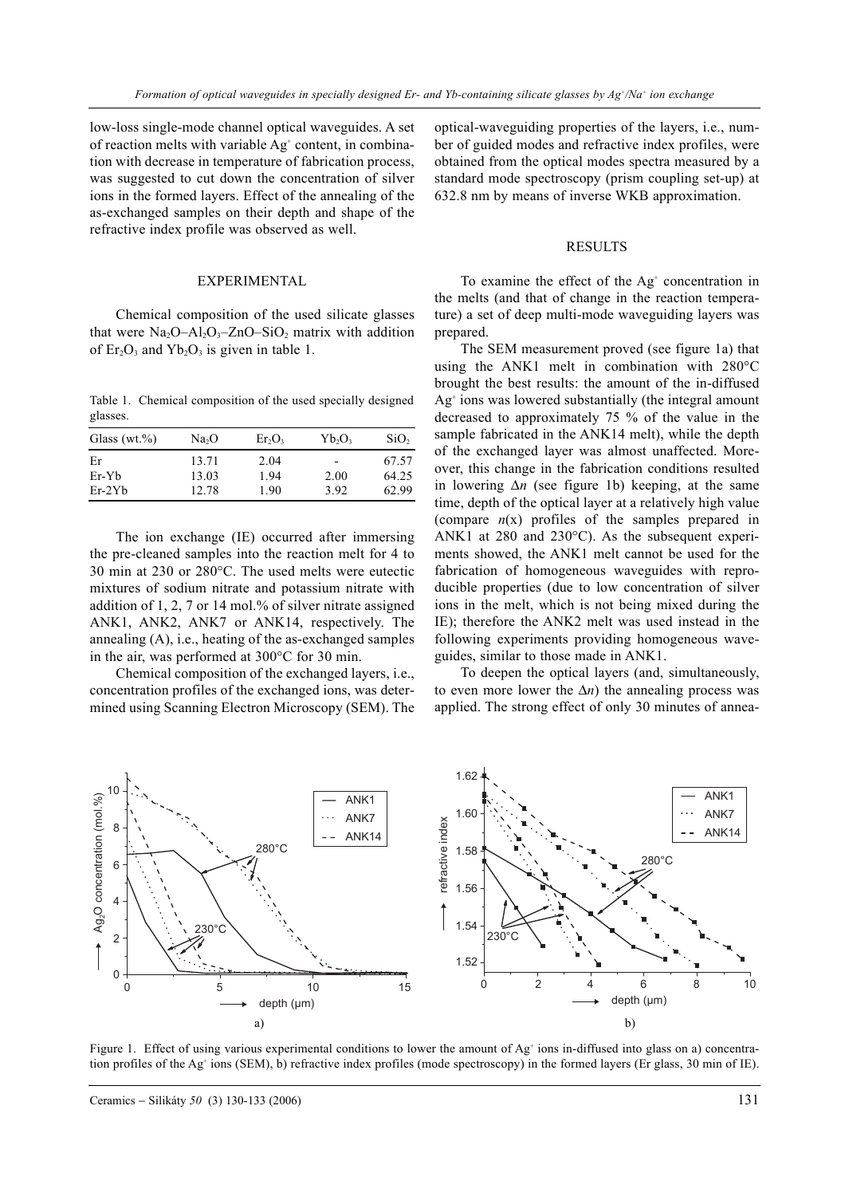low-loss single-mode channel optical waveguides. A set of reaction melts with variable $Ag^+$ content, in combination with decrease in temperature of fabrication process, was suggested to cut down the concentration of silver ions in the formed layers. Effect of the annealing of the as-exchanged samples on their depth and shape of the refractive index profile was observed as well.

## EXPERIMENTAL

Chemical composition of the used silicate glasses that were $Na_2O–Al_2O_3–ZnO–SiO_2$ matrix with addition of $Er_2O_3$ and $Yb_2O_3$ is given in table 1.

Table 1. Chemical composition of the used specially designed glasses.

| Glass (wt.%) | $Na_2O$ | $Er_2O_3$ | $Yb_2O_3$ | $SiO_2$ |
|---|---|---|---|---|
| Er | 13.71 | 2.04 | - | 67.57 |
| Er-Yb | 13.03 | 1.94 | 2.00 | 64.25 |
| Er-2Yb | 12.78 | 1.90 | 3.92 | 62.99 |

The ion exchange (IE) occurred after immersing the pre-cleaned samples into the reaction melt for 4 to 30 min at 230 or 280°C. The used melts were eutectic mixtures of sodium nitrate and potassium nitrate with addition of 1, 2, 7 or 14 mol.% of silver nitrate assigned ANK1, ANK2, ANK7 or ANK14, respectively. The annealing (A), i.e., heating of the as-exchanged samples in the air, was performed at 300°C for 30 min.

Chemical composition of the exchanged layers, i.e., concentration profiles of the exchanged ions, was determined using Scanning Electron Microscopy (SEM). The optical-waveguiding properties of the layers, i.e., number of guided modes and refractive index profiles, were obtained from the optical modes spectra measured by a standard mode spectroscopy (prism coupling set-up) at 632.8 nm by means of inverse WKB approximation.

## RESULTS

To examine the effect of the $Ag^+$ concentration in the melts (and that of change in the reaction temperature) a set of deep multi-mode waveguiding layers was prepared.

The SEM measurement proved (see figure 1a) that using the ANK1 melt in combination with 280°C brought the best results: the amount of the in-diffused $Ag^+$ ions was lowered substantially (the integral amount decreased to approximately 75 % of the value in the sample fabricated in the ANK14 melt), while the depth of the exchanged layer was almost unaffected. Moreover, this change in the fabrication conditions resulted in lowering $\Delta n$ (see figure 1b) keeping, at the same time, depth of the optical layer at a relatively high value (compare $n(x)$ profiles of the samples prepared in ANK1 at 280 and 230°C). As the subsequent experiments showed, the ANK1 melt cannot be used for the fabrication of homogeneous waveguides with reproducible properties (due to low concentration of silver ions in the melt, which is not being mixed during the IE); therefore the ANK2 melt was used instead in the following experiments providing homogeneous waveguides, similar to those made in ANK1.

To deepen the optical layers (and, simultaneously, to even more lower the $\Delta n$) the annealing process was applied. The strong effect of only 30 minutes of annea-

Figure 1. Effect of using various experimental conditions to lower the amount of $Ag^+$ ions in-diffused into glass on a) concentration profiles of the $Ag^+$ ions (SEM), b) refractive index profiles (mode spectroscopy) in the formed layers (Er glass, 30 min of IE).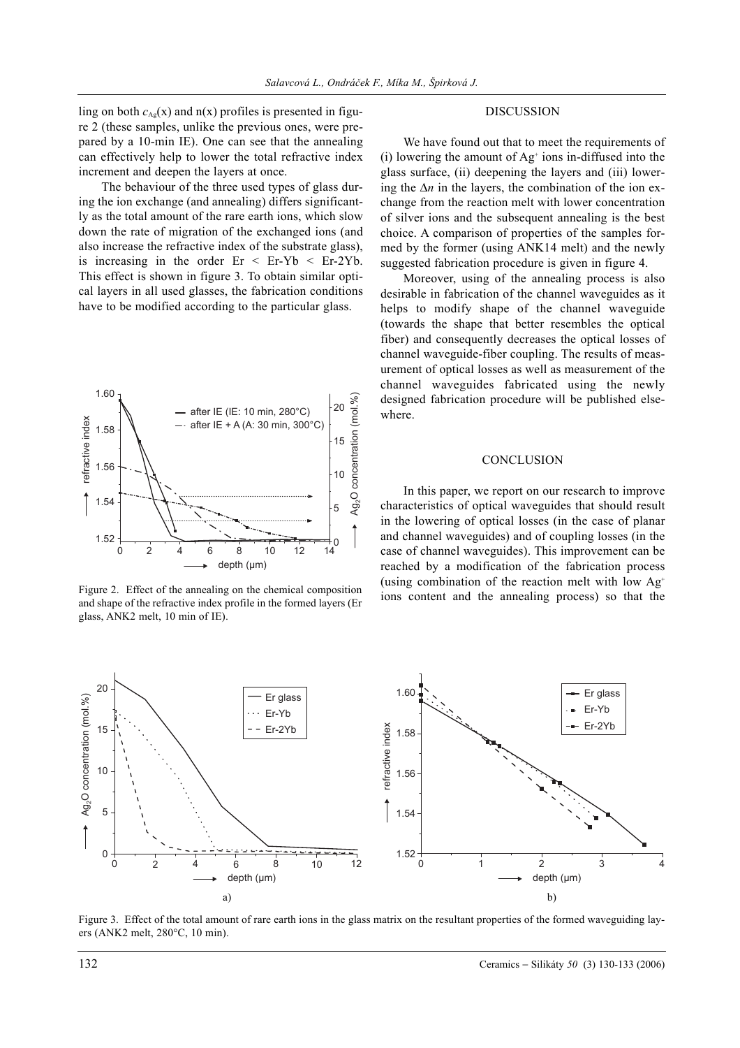ling on both $c_{Ag}(x)$ and $n(x)$ profiles is presented in figure 2 (these samples, unlike the previous ones, were prepared by a 10-min IE). One can see that the annealing can effectively help to lower the total refractive index increment and deepen the layers at once.

The behaviour of the three used types of glass during the ion exchange (and annealing) differs significantly as the total amount of the rare earth ions, which slow down the rate of migration of the exchanged ions (and also increase the refractive index of the substrate glass), is increasing in the order Er < Er-Yb < Er-2Yb. This effect is shown in figure 3. To obtain similar optical layers in all used glasses, the fabrication conditions have to be modified according to the particular glass.

Figure 2. Effect of the annealing on the chemical composition and shape of the refractive index profile in the formed layers (Er glass, ANK2 melt, 10 min of IE).

## DISCUSSION

We have found out that to meet the requirements of (i) lowering the amount of $Ag^{+}$ ions in-diffused into the glass surface, (ii) deepening the layers and (iii) lowering the $\Delta n$ in the layers, the combination of the ion exchange from the reaction melt with lower concentration of silver ions and the subsequent annealing is the best choice. A comparison of properties of the samples formed by the former (using ANK14 melt) and the newly suggested fabrication procedure is given in figure 4.

Moreover, using of the annealing process is also desirable in fabrication of the channel waveguides as it helps to modify shape of the channel waveguide (towards the shape that better resembles the optical fiber) and consequently decreases the optical losses of channel waveguide-fiber coupling. The results of measurement of optical losses as well as measurement of the channel waveguides fabricated using the newly designed fabrication procedure will be published elsewhere.

## CONCLUSION

In this paper, we report on our research to improve characteristics of optical waveguides that should result in the lowering of optical losses (in the case of planar and channel waveguides) and of coupling losses (in the case of channel waveguides). This improvement can be reached by a modification of the fabrication process (using combination of the reaction melt with low $Ag^{+}$ ions content and the annealing process) so that the

Figure 3. Effect of the total amount of rare earth ions in the glass matrix on the resultant properties of the formed waveguiding layers (ANK2 melt, 280°C, 10 min).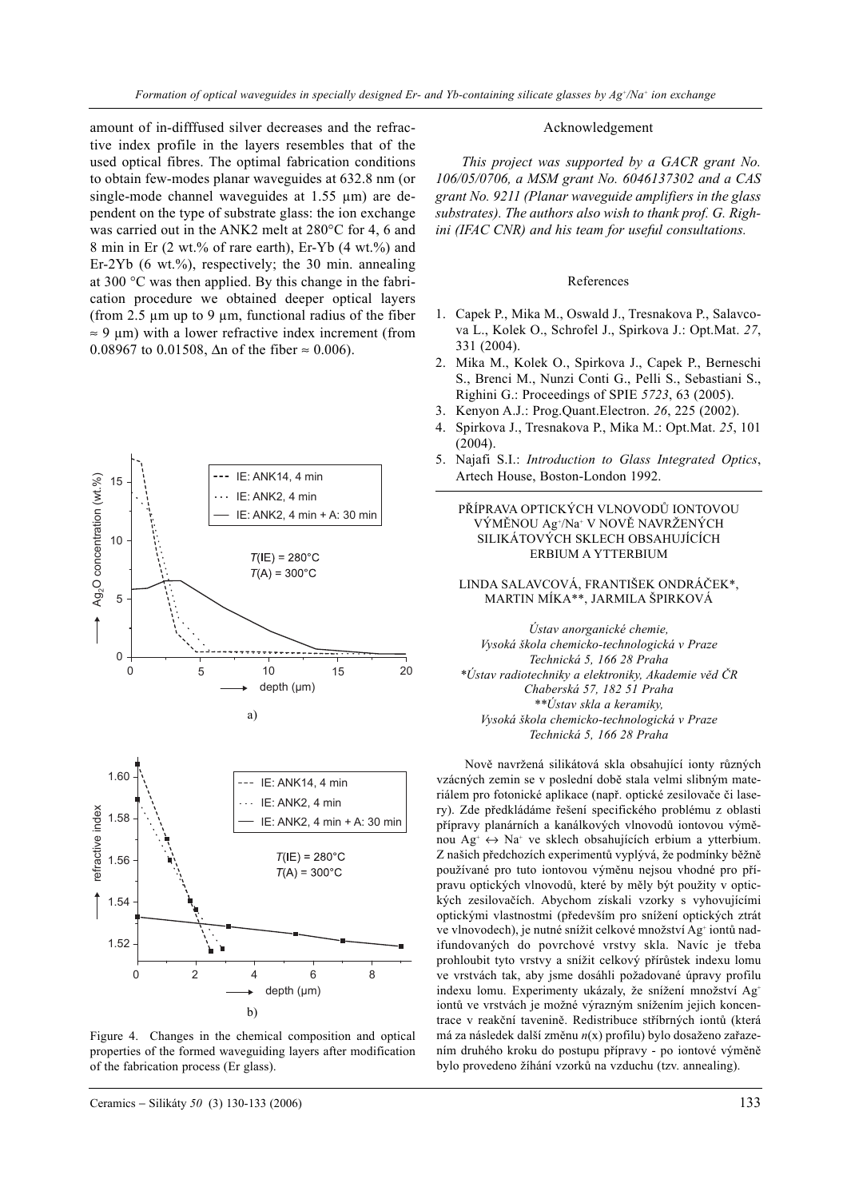amount of in-difffused silver decreases and the refractive index profile in the layers resembles that of the used optical fibres. The optimal fabrication conditions to obtain few-modes planar waveguides at 632.8 nm (or single-mode channel waveguides at 1.55 µm) are dependent on the type of substrate glass: the ion exchange was carried out in the ANK2 melt at 280°C for 4, 6 and 8 min in Er (2 wt.% of rare earth), Er-Yb (4 wt.%) and Er-2Yb (6 wt.%), respectively; the 30 min. annealing at 300 °C was then applied. By this change in the fabrication procedure we obtained deeper optical layers (from 2.5 µm up to 9 µm, functional radius of the fiber ≈ 9 µm) with a lower refractive index increment (from 0.08967 to 0.01508, Δn of the fiber ≈ 0.006).

$Ag_2O$ concentration (wt.%)

depth (µm)

IE: ANK14, 4 min

IE: ANK2, 4 min

IE: ANK2, 4 min + A: 30 min

$T$(IE) = 280°C

$T$(A) = 300°C

a)

refractive index

depth (µm)

IE: ANK14, 4 min

IE: ANK2, 4 min

IE: ANK2, 4 min + A: 30 min

$T$(IE) = 280°C

$T$(A) = 300°C

b)

Figure 4. Changes in the chemical composition and optical properties of the formed waveguiding layers after modification of the fabrication process (Er glass).

## Acknowledgement

*This project was supported by a GACR grant No. 106/05/0706, a MSM grant No. 6046137302 and a CAS grant No. 9211 (Planar waveguide amplifiers in the glass substrates). The authors also wish to thank prof. G. Righini (IFAC CNR) and his team for useful consultations.*

## References

1. Capek P., Mika M., Oswald J., Tresnakova P., Salavcova L., Kolek O., Schrofel J., Spirkova J.: Opt.Mat. *27*, 331 (2004).
2. Mika M., Kolek O., Spirkova J., Capek P., Berneschi S., Brenci M., Nunzi Conti G., Pelli S., Sebastiani S., Righini G.: Proceedings of SPIE *5723*, 63 (2005).
3. Kenyon A.J.: Prog.Quant.Electron. *26*, 225 (2002).
4. Spirkova J., Tresnakova P., Mika M.: Opt.Mat. *25*, 101 (2004).
5. Najafi S.I.: *Introduction to Glass Integrated Optics*, Artech House, Boston-London 1992.

## PŘÍPRAVA OPTICKÝCH VLNOVODŮ IONTOVOU VÝMĚNOU $Ag^+/Na^+$ V NOVĚ NAVRŽENÝCH SILIKÁTOVÝCH SKLECH OBSAHUJÍCÍCH ERBIUM A YTTERBIUM

LINDA SALAVCOVÁ, FRANTIŠEK ONDRÁČEK*, MARTIN MÍKA**, JARMILA ŠPIRKOVÁ

*Ústav anorganické chemie,*
*Vysoká škola chemicko-technologická v Praze*
*Technická 5, 166 28 Praha*
*\*Ústav radiotechniky a elektroniky, Akademie věd ČR*
*Chaberská 57, 182 51 Praha*
*\*\*Ústav skla a keramiky,*
*Vysoká škola chemicko-technologická v Praze*
*Technická 5, 166 28 Praha*

Nově navržená silikátová skla obsahující ionty různých vzácných zemin se v poslední době stala velmi slibným materiálem pro fotonické aplikace (např. optické zesilovače či lasery). Zde předkládáme řešení specifického problému z oblasti přípravy planárních a kanálkových vlnovodů iontovou výměnou $Ag^+ \leftrightarrow Na^+$ ve sklech obsahujících erbium a ytterbium. Z našich předchozích experimentů vyplývá, že podmínky běžně používané pro tuto iontovou výměnu nejsou vhodné pro přípravu optických vlnovodů, které by měly být použity v optických zesilovačích. Abychom získali vzorky s vyhovujícími optickými vlastnostmi (především pro snížení optických ztrát ve vlnovodech), je nutné snížit celkové množství $Ag^+$ iontů nadifundovaných do povrchové vrstvy skla. Navíc je třeba prohloubit tyto vrstvy a snížit celkový přírůstek indexu lomu ve vrstvách tak, aby jsme dosáhli požadované úpravy profilu indexu lomu. Experimenty ukázaly, že snížení množství $Ag^+$ iontů ve vrstvách je možné výrazným snížením jejich koncentrace v reakční tavenině. Redistribuce stříbrných iontů (která má za následek další změnu $n(x)$ profilu) bylo dosaženo zařazením druhého kroku do postupu přípravy - po iontové výměně bylo provedeno žíhání vzorků na vzduchu (tzv. annealing).